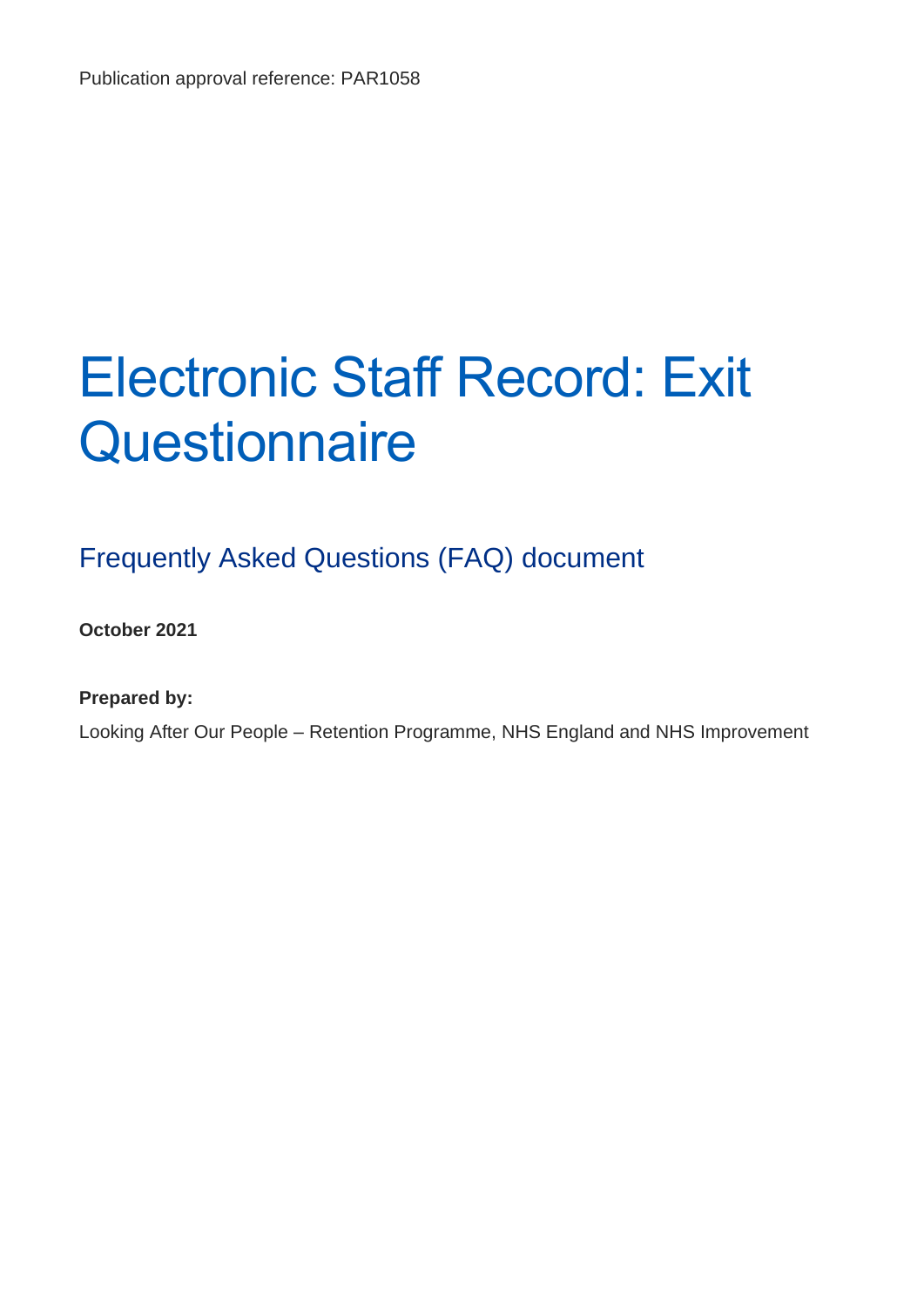Publication approval reference: PAR1058

# Electronic Staff Record: Exit Questionnaire

## Frequently Asked Questions (FAQ) document

**October 2021**

**Prepared by:**

Looking After Our People – Retention Programme, NHS England and NHS Improvement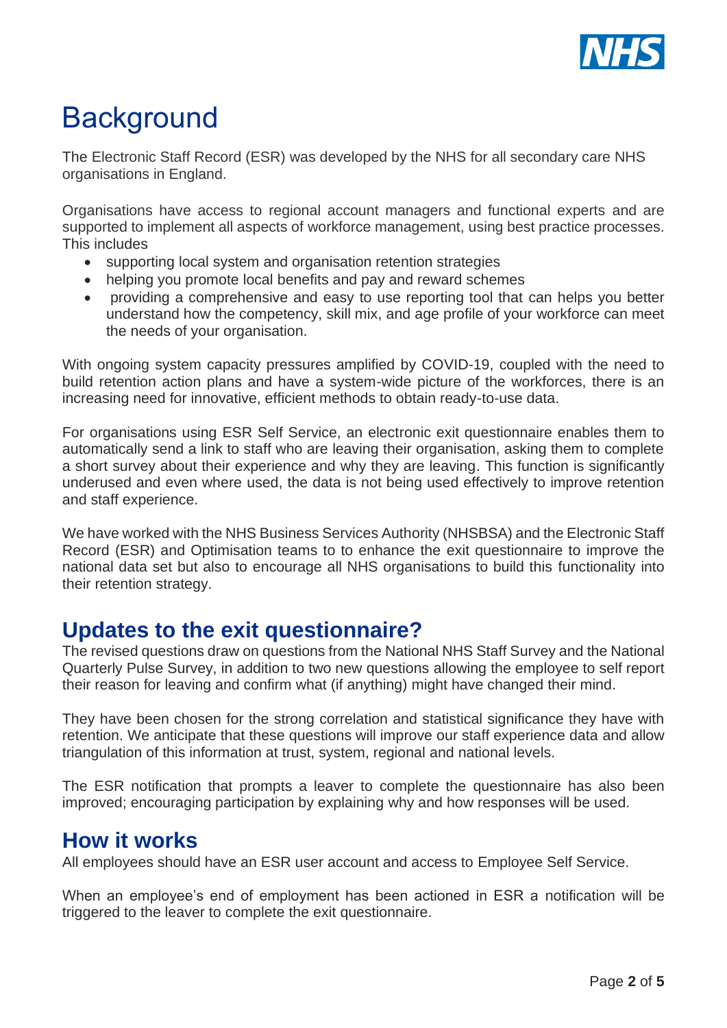# Background

The Electronic Staff Record (ESR) was developed by the NHS for all secondary care NHS organisations in England.

Organisations have access to regional account managers and functional experts and are supported to implement all aspects of workforce management, using best practice processes. This includes

- supporting local system and organisation retention strategies
- helping you promote local benefits and pay and reward schemes
- providing a comprehensive and easy to use reporting tool that can helps you better understand how the competency, skill mix, and age profile of your workforce can meet the needs of your organisation.

With ongoing system capacity pressures amplified by COVID-19, coupled with the need to build retention action plans and have a system-wide picture of the workforces, there is an increasing need for innovative, efficient methods to obtain ready-to-use data.

For organisations using ESR Self Service, an electronic exit questionnaire enables them to automatically send a link to staff who are leaving their organisation, asking them to complete a short survey about their experience and why they are leaving. This function is significantly underused and even where used, the data is not being used effectively to improve retention and staff experience.

We have worked with the NHS Business Services Authority (NHSBSA) and the Electronic Staff Record (ESR) and Optimisation teams to to enhance the exit questionnaire to improve the national data set but also to encourage all NHS organisations to build this functionality into their retention strategy.

## Updates to the exit questionnaire?

The revised questions draw on questions from the National NHS Staff Survey and the National Quarterly Pulse Survey, in addition to two new questions allowing the employee to self report their reason for leaving and confirm what (if anything) might have changed their mind.

They have been chosen for the strong correlation and statistical significance they have with retention. We anticipate that these questions will improve our staff experience data and allow triangulation of this information at trust, system, regional and national levels.

The ESR notification that prompts a leaver to complete the questionnaire has also been improved; encouraging participation by explaining why and how responses will be used.

## How it works

All employees should have an ESR user account and access to Employee Self Service.

When an employee's end of employment has been actioned in ESR a notification will be triggered to the leaver to complete the exit questionnaire.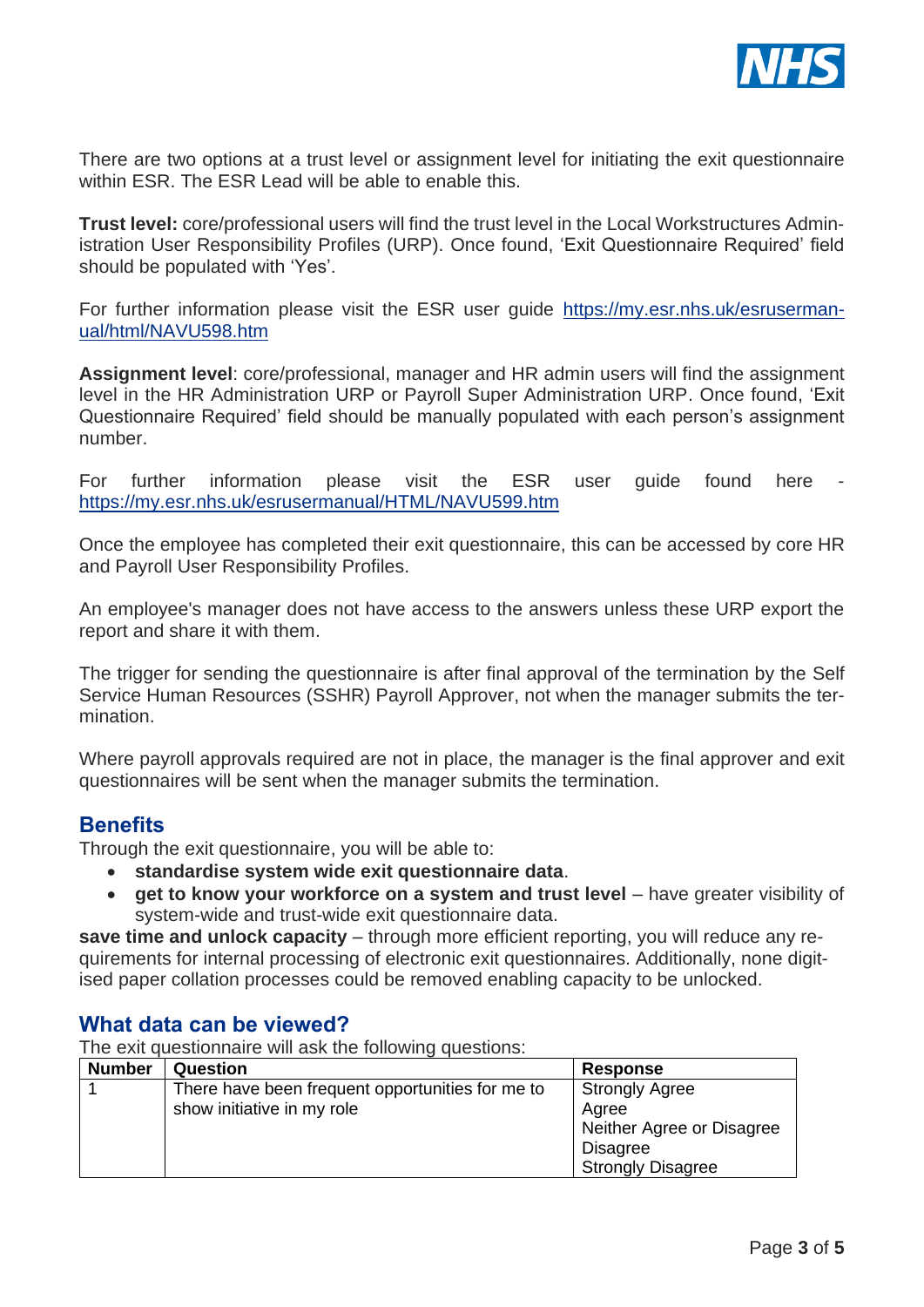There are two options at a trust level or assignment level for initiating the exit questionnaire within ESR. The ESR Lead will be able to enable this.

**Trust level:** core/professional users will find the trust level in the Local Workstructures Administration User Responsibility Profiles (URP). Once found, 'Exit Questionnaire Required' field should be populated with 'Yes'.

For further information please visit the ESR user guide https://my.esr.nhs.uk/esrusermanual/html/NAVU598.htm

**Assignment level**: core/professional, manager and HR admin users will find the assignment level in the HR Administration URP or Payroll Super Administration URP. Once found, 'Exit Questionnaire Required' field should be manually populated with each person's assignment number.

For further information please visit the ESR user guide found here - https://my.esr.nhs.uk/esrusermanual/HTML/NAVU599.htm

Once the employee has completed their exit questionnaire, this can be accessed by core HR and Payroll User Responsibility Profiles.

An employee's manager does not have access to the answers unless these URP export the report and share it with them.

The trigger for sending the questionnaire is after final approval of the termination by the Self Service Human Resources (SSHR) Payroll Approver, not when the manager submits the termination.

Where payroll approvals required are not in place, the manager is the final approver and exit questionnaires will be sent when the manager submits the termination.

## Benefits

Through the exit questionnaire, you will be able to:

- **standardise system wide exit questionnaire data**.
- **get to know your workforce on a system and trust level** – have greater visibility of system-wide and trust-wide exit questionnaire data.

**save time and unlock capacity** – through more efficient reporting, you will reduce any requirements for internal processing of electronic exit questionnaires. Additionally, none digitised paper collation processes could be removed enabling capacity to be unlocked.

## What data can be viewed?

The exit questionnaire will ask the following questions:

| Number | Question | Response |
|---|---|---|
| 1 | There have been frequent opportunities for me to show initiative in my role | Strongly Agree<br>Agree<br>Neither Agree or Disagree<br>Disagree<br>Strongly Disagree |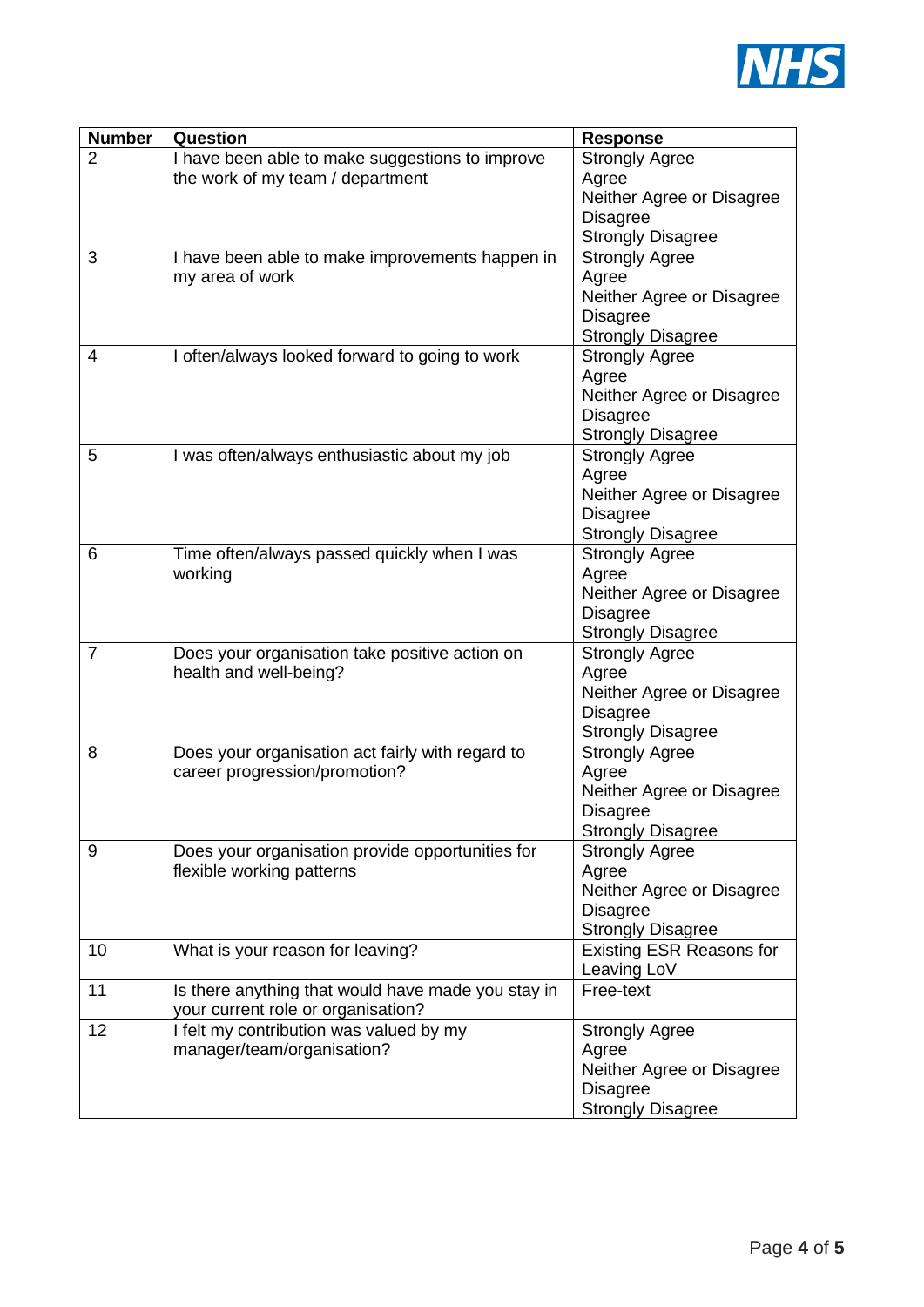| Number | Question | Response |
|---|---|---|
| 2 | I have been able to make suggestions to improve the work of my team / department | Strongly Agree<br>Agree<br>Neither Agree or Disagree<br>Disagree<br>Strongly Disagree |
| 3 | I have been able to make improvements happen in my area of work | Strongly Agree<br>Agree<br>Neither Agree or Disagree<br>Disagree<br>Strongly Disagree |
| 4 | I often/always looked forward to going to work | Strongly Agree<br>Agree<br>Neither Agree or Disagree<br>Disagree<br>Strongly Disagree |
| 5 | I was often/always enthusiastic about my job | Strongly Agree<br>Agree<br>Neither Agree or Disagree<br>Disagree<br>Strongly Disagree |
| 6 | Time often/always passed quickly when I was working | Strongly Agree<br>Agree<br>Neither Agree or Disagree<br>Disagree<br>Strongly Disagree |
| 7 | Does your organisation take positive action on health and well-being? | Strongly Agree<br>Agree<br>Neither Agree or Disagree<br>Disagree<br>Strongly Disagree |
| 8 | Does your organisation act fairly with regard to career progression/promotion? | Strongly Agree<br>Agree<br>Neither Agree or Disagree<br>Disagree<br>Strongly Disagree |
| 9 | Does your organisation provide opportunities for flexible working patterns | Strongly Agree<br>Agree<br>Neither Agree or Disagree<br>Disagree<br>Strongly Disagree |
| 10 | What is your reason for leaving? | Existing ESR Reasons for Leaving LoV |
| 11 | Is there anything that would have made you stay in your current role or organisation? | Free-text |
| 12 | I felt my contribution was valued by my manager/team/organisation? | Strongly Agree<br>Agree<br>Neither Agree or Disagree<br>Disagree<br>Strongly Disagree |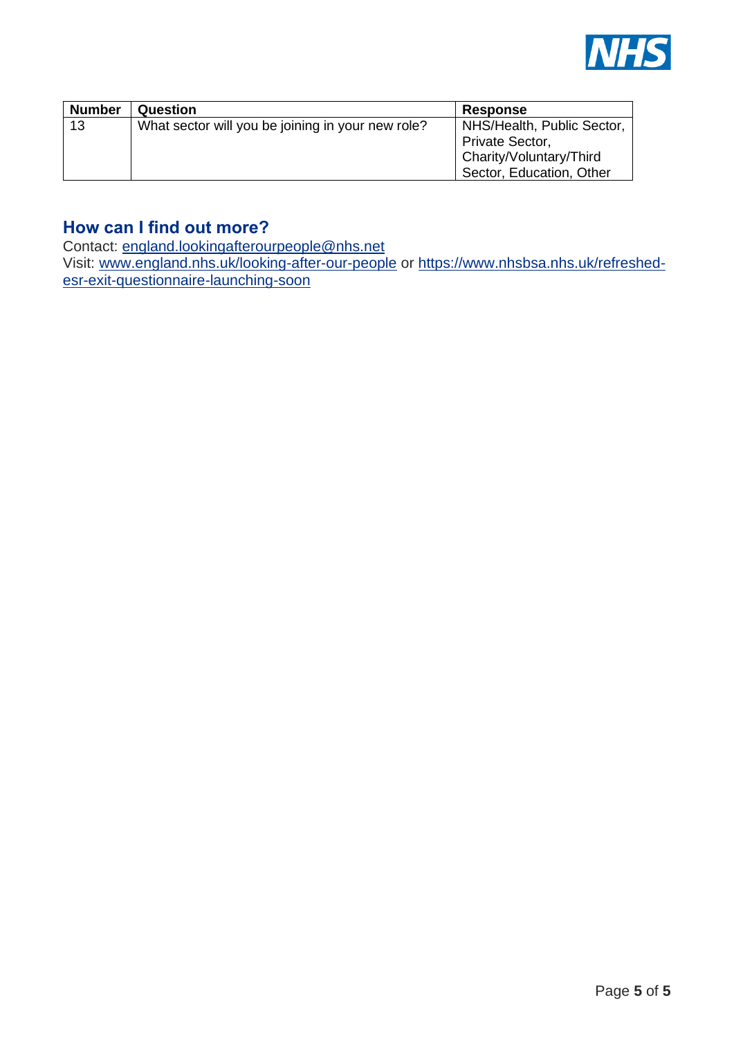| Number | Question | Response |
|---|---|---|
| 13 | What sector will you be joining in your new role? | NHS/Health, Public Sector, Private Sector, Charity/Voluntary/Third Sector, Education, Other |

## How can I find out more?

Contact: england.lookingafterourpeople@nhs.net
Visit: www.england.nhs.uk/looking-after-our-people or https://www.nhsbsa.nhs.uk/refreshed-esr-exit-questionnaire-launching-soon